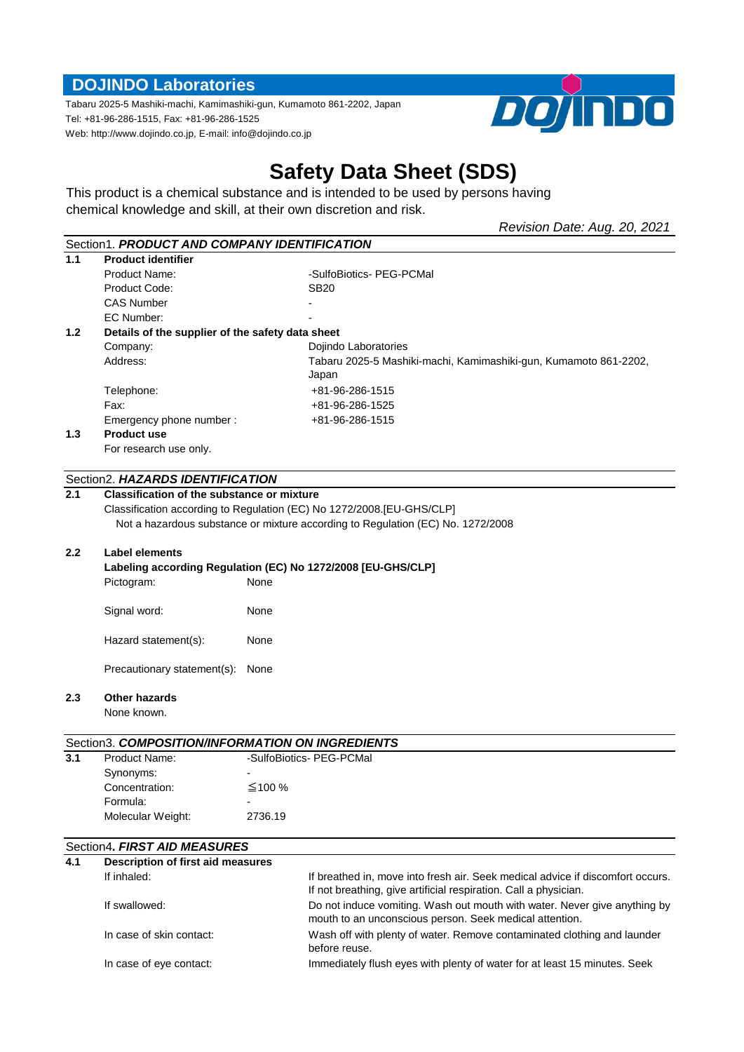## DOJINDO Laboratories

Tabaru 2025-5 Mashiki-machi, Kamimashiki-gun, Kumamoto 861-2202, Japan
Tel: +81-96-286-1515, Fax: +81-96-286-1525
Web: http://www.dojindo.co.jp, E-mail: info@dojindo.co.jp

# Safety Data Sheet (SDS)

This product is a chemical substance and is intended to be used by persons having chemical knowledge and skill, at their own discretion and risk.

*Revision Date: Aug. 20, 2021*

## Section1. *PRODUCT AND COMPANY IDENTIFICATION*

**1.1 Product identifier**

| | |
|---|---|
| Product Name: | -SulfoBiotics- PEG-PCMal |
| Product Code: | SB20 |
| CAS Number | - |
| EC Number: | - |

**1.2 Details of the supplier of the safety data sheet**

| | |
|---|---|
| Company: | Dojindo Laboratories |
| Address: | Tabaru 2025-5 Mashiki-machi, Kamimashiki-gun, Kumamoto 861-2202, Japan |
| Telephone: | +81-96-286-1515 |
| Fax: | +81-96-286-1525 |
| Emergency phone number : | +81-96-286-1515 |

**1.3 Product use**

For research use only.

## Section2. *HAZARDS IDENTIFICATION*

**2.1 Classification of the substance or mixture**

Classification according to Regulation (EC) No 1272/2008.[EU-GHS/CLP]

Not a hazardous substance or mixture according to Regulation (EC) No. 1272/2008

**2.2 Label elements**

**Labeling according Regulation (EC) No 1272/2008 [EU-GHS/CLP]**

| | |
|---|---|
| Pictogram: | None |
| Signal word: | None |
| Hazard statement(s): | None |
| Precautionary statement(s): | None |

**2.3 Other hazards**

None known.

## Section3. *COMPOSITION/INFORMATION ON INGREDIENTS*

**3.1**

| | |
|---|---|
| Product Name: | -SulfoBiotics- PEG-PCMal |
| Synonyms: | - |
| Concentration: | ≦100 % |
| Formula: | - |
| Molecular Weight: | 2736.19 |

## Section4. *FIRST AID MEASURES*

**4.1 Description of first aid measures**

| | |
|---|---|
| If inhaled: | If breathed in, move into fresh air. Seek medical advice if discomfort occurs. If not breathing, give artificial respiration. Call a physician. |
| If swallowed: | Do not induce vomiting. Wash out mouth with water. Never give anything by mouth to an unconscious person. Seek medical attention. |
| In case of skin contact: | Wash off with plenty of water. Remove contaminated clothing and launder before reuse. |
| In case of eye contact: | Immediately flush eyes with plenty of water for at least 15 minutes. Seek |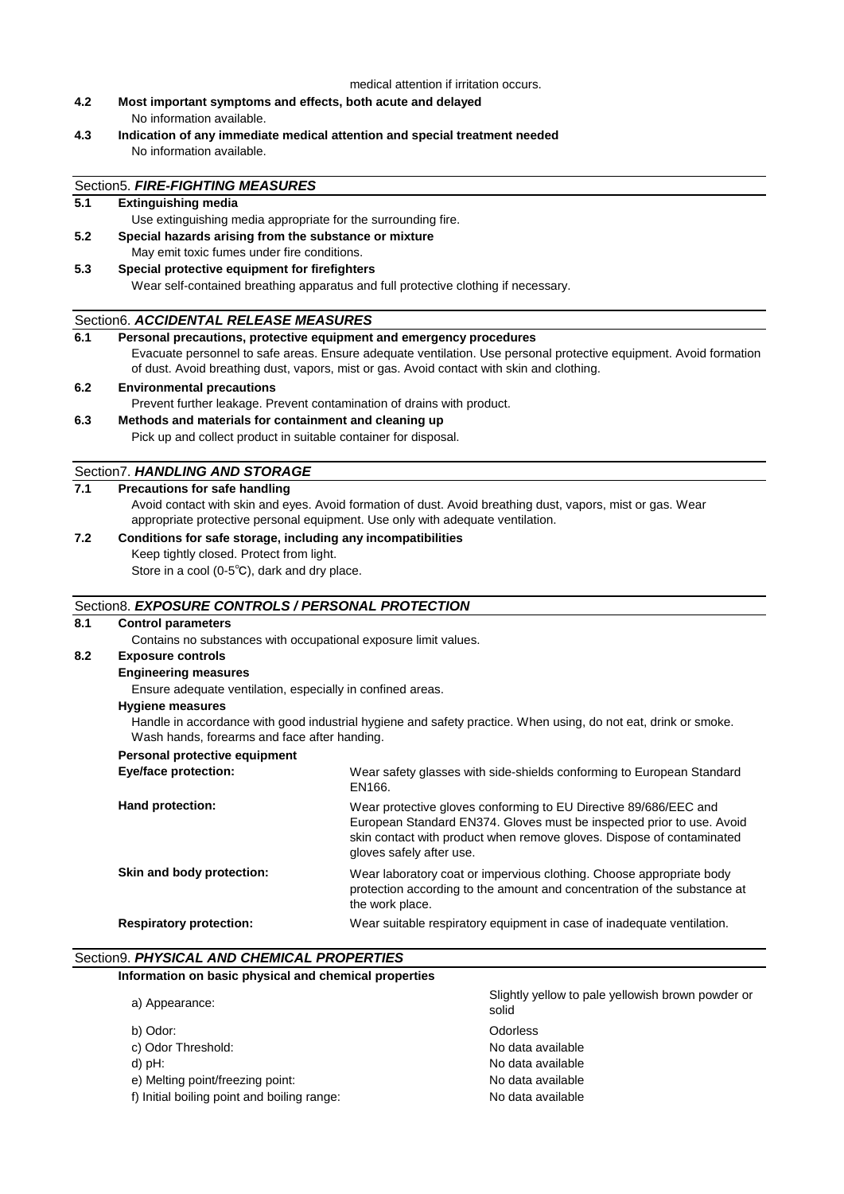medical attention if irritation occurs.

**4.2 Most important symptoms and effects, both acute and delayed**

No information available.

**4.3 Indication of any immediate medical attention and special treatment needed**

No information available.

## Section5. *FIRE-FIGHTING MEASURES*

**5.1 Extinguishing media**

Use extinguishing media appropriate for the surrounding fire.

**5.2 Special hazards arising from the substance or mixture**

May emit toxic fumes under fire conditions.

**5.3 Special protective equipment for firefighters**

Wear self-contained breathing apparatus and full protective clothing if necessary.

## Section6. *ACCIDENTAL RELEASE MEASURES*

**6.1 Personal precautions, protective equipment and emergency procedures**

Evacuate personnel to safe areas. Ensure adequate ventilation. Use personal protective equipment. Avoid formation of dust. Avoid breathing dust, vapors, mist or gas. Avoid contact with skin and clothing.

**6.2 Environmental precautions**

Prevent further leakage. Prevent contamination of drains with product.

**6.3 Methods and materials for containment and cleaning up**

Pick up and collect product in suitable container for disposal.

## Section7. *HANDLING AND STORAGE*

**7.1 Precautions for safe handling**

Avoid contact with skin and eyes. Avoid formation of dust. Avoid breathing dust, vapors, mist or gas. Wear appropriate protective personal equipment. Use only with adequate ventilation.

**7.2 Conditions for safe storage, including any incompatibilities**

Keep tightly closed. Protect from light.
Store in a cool (0-5℃), dark and dry place.

## Section8. *EXPOSURE CONTROLS / PERSONAL PROTECTION*

**8.1 Control parameters**

Contains no substances with occupational exposure limit values.

**8.2 Exposure controls**

**Engineering measures**

Ensure adequate ventilation, especially in confined areas.

**Hygiene measures**

Handle in accordance with good industrial hygiene and safety practice. When using, do not eat, drink or smoke. Wash hands, forearms and face after handing.

**Personal protective equipment**

| | |
|---|---|
| **Eye/face protection:** | Wear safety glasses with side-shields conforming to European Standard EN166. |
| **Hand protection:** | Wear protective gloves conforming to EU Directive 89/686/EEC and European Standard EN374. Gloves must be inspected prior to use. Avoid skin contact with product when remove gloves. Dispose of contaminated gloves safely after use. |
| **Skin and body protection:** | Wear laboratory coat or impervious clothing. Choose appropriate body protection according to the amount and concentration of the substance at the work place. |
| **Respiratory protection:** | Wear suitable respiratory equipment in case of inadequate ventilation. |

## Section9. *PHYSICAL AND CHEMICAL PROPERTIES*

**Information on basic physical and chemical properties**

| | |
|---|---|
| a) Appearance: | Slightly yellow to pale yellowish brown powder or solid |
| b) Odor: | Odorless |
| c) Odor Threshold: | No data available |
| d) pH: | No data available |
| e) Melting point/freezing point: | No data available |
| f) Initial boiling point and boiling range: | No data available |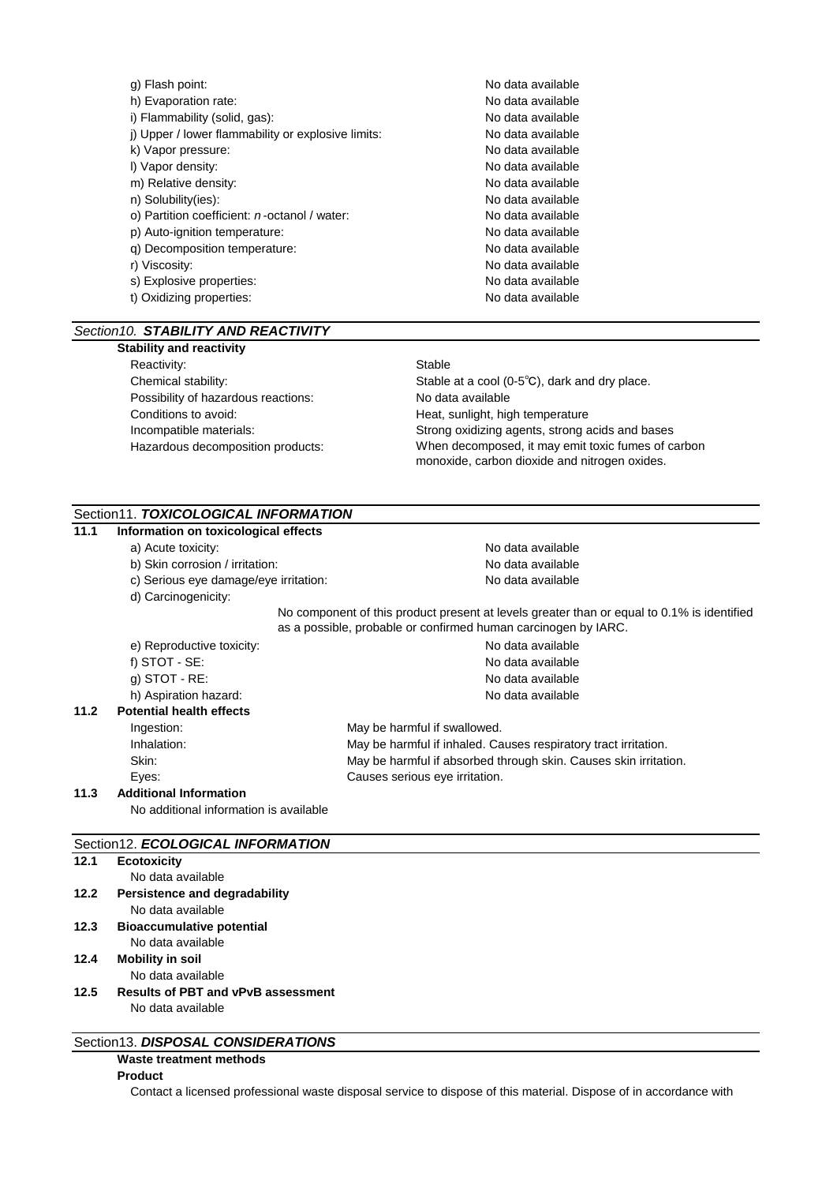| | |
|---|---|
| g) Flash point: | No data available |
| h) Evaporation rate: | No data available |
| i) Flammability (solid, gas): | No data available |
| j) Upper / lower flammability or explosive limits: | No data available |
| k) Vapor pressure: | No data available |
| l) Vapor density: | No data available |
| m) Relative density: | No data available |
| n) Solubility(ies): | No data available |
| o) Partition coefficient: *n*-octanol / water: | No data available |
| p) Auto-ignition temperature: | No data available |
| q) Decomposition temperature: | No data available |
| r) Viscosity: | No data available |
| s) Explosive properties: | No data available |
| t) Oxidizing properties: | No data available |

## Section10. *STABILITY AND REACTIVITY*

**Stability and reactivity**

| | |
|---|---|
| Reactivity: | Stable |
| Chemical stability: | Stable at a cool (0-5℃), dark and dry place. |
| Possibility of hazardous reactions: | No data available |
| Conditions to avoid: | Heat, sunlight, high temperature |
| Incompatible materials: | Strong oxidizing agents, strong acids and bases |
| Hazardous decomposition products: | When decomposed, it may emit toxic fumes of carbon monoxide, carbon dioxide and nitrogen oxides. |

## Section11. *TOXICOLOGICAL INFORMATION*

**11.1 Information on toxicological effects**

| | |
|---|---|
| a) Acute toxicity: | No data available |
| b) Skin corrosion / irritation: | No data available |
| c) Serious eye damage/eye irritation: | No data available |
| d) Carcinogenicity: | No component of this product present at levels greater than or equal to 0.1% is identified as a possible, probable or confirmed human carcinogen by IARC. |
| e) Reproductive toxicity: | No data available |
| f) STOT - SE: | No data available |
| g) STOT - RE: | No data available |
| h) Aspiration hazard: | No data available |

**11.2 Potential health effects**

| | |
|---|---|
| Ingestion: | May be harmful if swallowed. |
| Inhalation: | May be harmful if inhaled. Causes respiratory tract irritation. |
| Skin: | May be harmful if absorbed through skin. Causes skin irritation. |
| Eyes: | Causes serious eye irritation. |

**11.3 Additional Information**

No additional information is available

## Section12. *ECOLOGICAL INFORMATION*

**12.1 Ecotoxicity**

No data available

**12.2 Persistence and degradability**

No data available

**12.3 Bioaccumulative potential**

No data available

**12.4 Mobility in soil**

No data available

**12.5 Results of PBT and vPvB assessment**

No data available

## Section13. *DISPOSAL CONSIDERATIONS*

**Waste treatment methods**

**Product**

Contact a licensed professional waste disposal service to dispose of this material. Dispose of in accordance with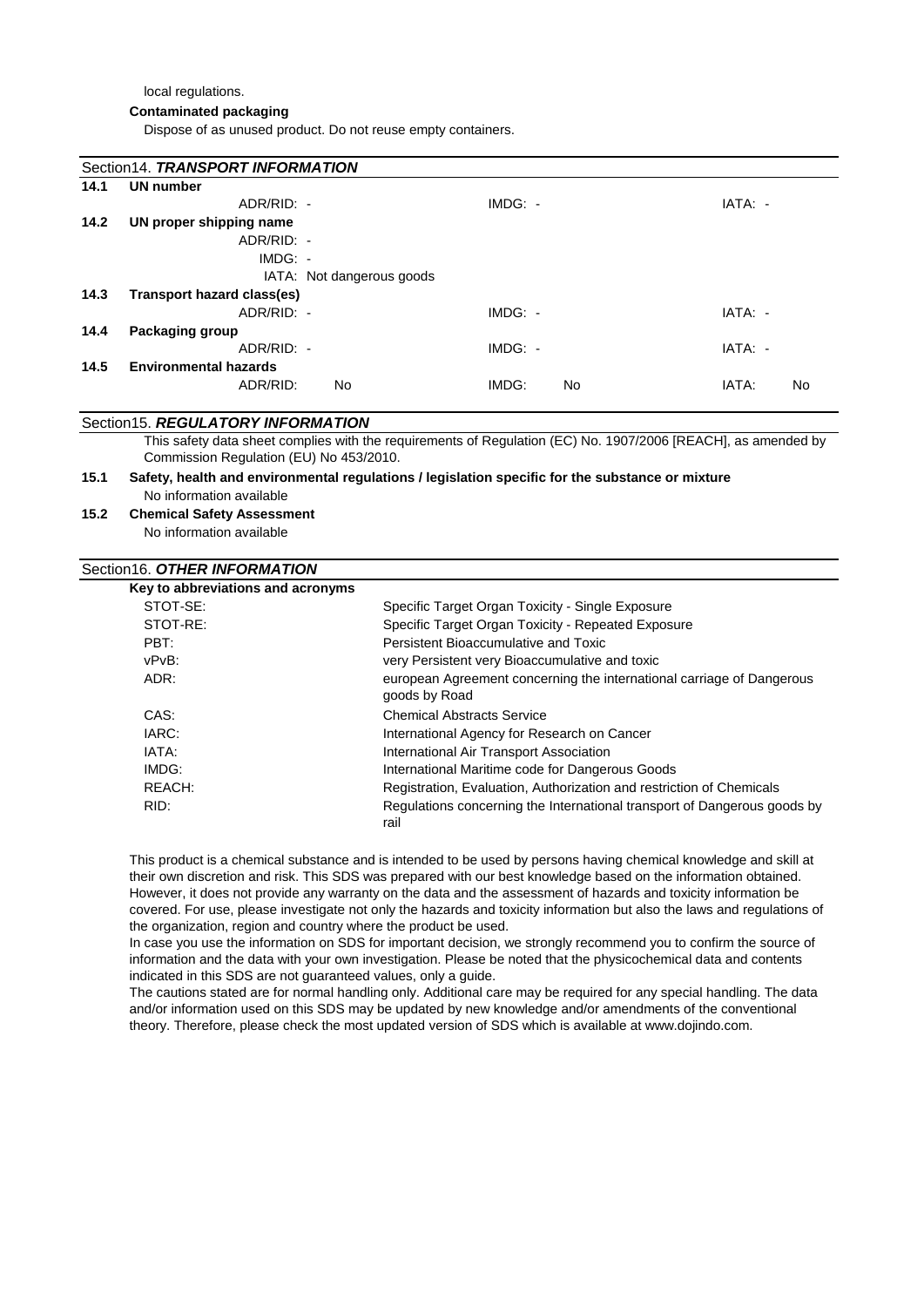local regulations.

**Contaminated packaging**

Dispose of as unused product. Do not reuse empty containers.

## Section14. ***TRANSPORT INFORMATION***

**14.1 UN number**

| ADR/RID: - | IMDG: - | IATA: - |
|---|---|---|

**14.2 UN proper shipping name**

ADR/RID: -

IMDG: -

IATA: Not dangerous goods

**14.3 Transport hazard class(es)**

| ADR/RID: - | IMDG: - | IATA: - |
|---|---|---|

**14.4 Packaging group**

| ADR/RID: - | IMDG: - | IATA: - |
|---|---|---|

**14.5 Environmental hazards**

| ADR/RID: | No | IMDG: | No | IATA: | No |
|---|---|---|---|---|---|

## Section15. ***REGULATORY INFORMATION***

This safety data sheet complies with the requirements of Regulation (EC) No. 1907/2006 [REACH], as amended by Commission Regulation (EU) No 453/2010.

**15.1 Safety, health and environmental regulations / legislation specific for the substance or mixture**

No information available

**15.2 Chemical Safety Assessment**

No information available

## Section16. ***OTHER INFORMATION***

**Key to abbreviations and acronyms**

| | |
|---|---|
| STOT-SE: | Specific Target Organ Toxicity - Single Exposure |
| STOT-RE: | Specific Target Organ Toxicity - Repeated Exposure |
| PBT: | Persistent Bioaccumulative and Toxic |
| vPvB: | very Persistent very Bioaccumulative and toxic |
| ADR: | european Agreement concerning the international carriage of Dangerous goods by Road |
| CAS: | Chemical Abstracts Service |
| IARC: | International Agency for Research on Cancer |
| IATA: | International Air Transport Association |
| IMDG: | International Maritime code for Dangerous Goods |
| REACH: | Registration, Evaluation, Authorization and restriction of Chemicals |
| RID: | Regulations concerning the International transport of Dangerous goods by rail |

This product is a chemical substance and is intended to be used by persons having chemical knowledge and skill at their own discretion and risk. This SDS was prepared with our best knowledge based on the information obtained. However, it does not provide any warranty on the data and the assessment of hazards and toxicity information be covered. For use, please investigate not only the hazards and toxicity information but also the laws and regulations of the organization, region and country where the product be used.

In case you use the information on SDS for important decision, we strongly recommend you to confirm the source of information and the data with your own investigation. Please be noted that the physicochemical data and contents indicated in this SDS are not guaranteed values, only a guide.

The cautions stated are for normal handling only. Additional care may be required for any special handling. The data and/or information used on this SDS may be updated by new knowledge and/or amendments of the conventional theory. Therefore, please check the most updated version of SDS which is available at www.dojindo.com.